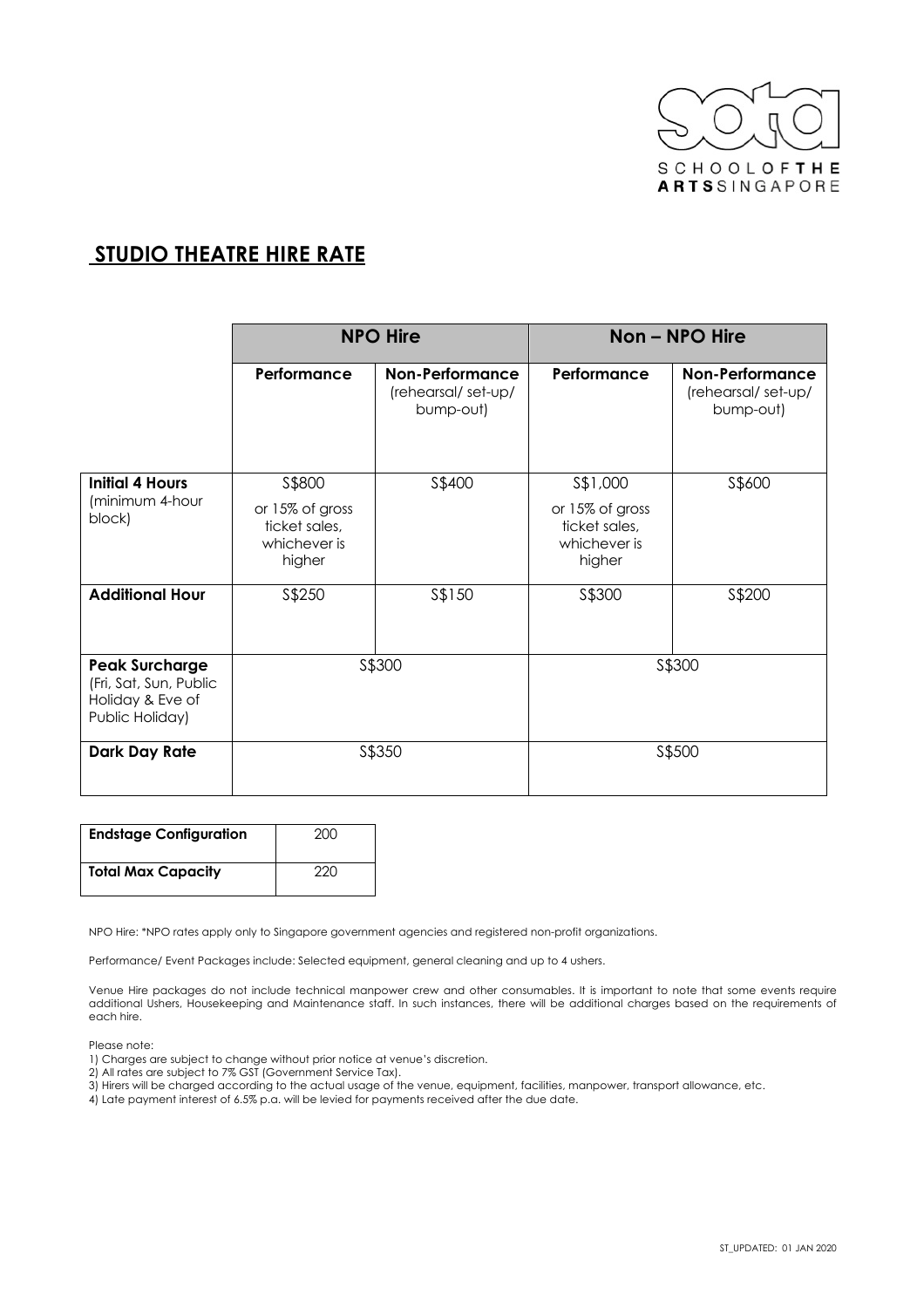SCHOOL OF THE ARTS SINGAPORE

## STUDIO THEATRE HIRE RATE

| | NPO Hire | | Non – NPO Hire | |
|---|---|---|---|---|
| | **Performance** | **Non-Performance** (rehearsal/ set-up/ bump-out) | **Performance** | **Non-Performance** (rehearsal/ set-up/ bump-out) |
| **Initial 4 Hours** (minimum 4-hour block) | S$800 or 15% of gross ticket sales, whichever is higher | S$400 | S$1,000 or 15% of gross ticket sales, whichever is higher | S$600 |
| **Additional Hour** | S$250 | S$150 | S$300 | S$200 |
| **Peak Surcharge** (Fri, Sat, Sun, Public Holiday & Eve of Public Holiday) | S$300 | | S$300 | |
| **Dark Day Rate** | S$350 | | S$500 | |

| | |
|---|---|
| **Endstage Configuration** | 200 |
| **Total Max Capacity** | 220 |

NPO Hire: *NPO rates apply only to Singapore government agencies and registered non-profit organizations.

Performance/ Event Packages include: Selected equipment, general cleaning and up to 4 ushers.

Venue Hire packages do not include technical manpower crew and other consumables. It is important to note that some events require additional Ushers, Housekeeping and Maintenance staff. In such instances, there will be additional charges based on the requirements of each hire.

Please note:

1) Charges are subject to change without prior notice at venue's discretion.
2) All rates are subject to 7% GST (Government Service Tax).
3) Hirers will be charged according to the actual usage of the venue, equipment, facilities, manpower, transport allowance, etc.
4) Late payment interest of 6.5% p.a. will be levied for payments received after the due date.

ST_UPDATED: 01 JAN 2020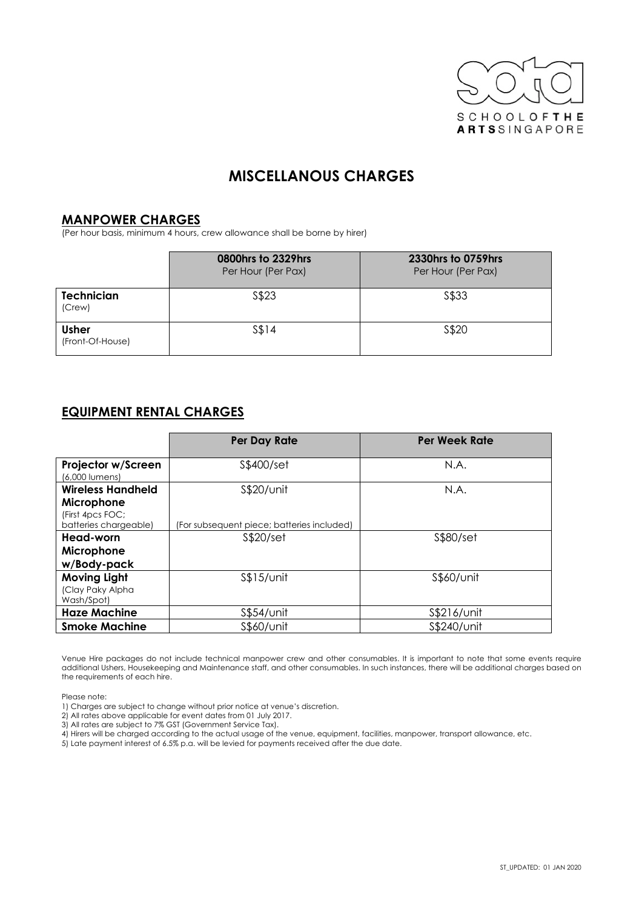SCHOOL OF THE ARTS SINGAPORE

# MISCELLANOUS CHARGES

## MANPOWER CHARGES

(Per hour basis, minimum 4 hours, crew allowance shall be borne by hirer)

| | **0800hrs to 2329hrs** Per Hour (Per Pax) | **2330hrs to 0759hrs** Per Hour (Per Pax) |
|---|---|---|
| **Technician** (Crew) | S$23 | S$33 |
| **Usher** (Front-Of-House) | S$14 | S$20 |

## EQUIPMENT RENTAL CHARGES

| | **Per Day Rate** | **Per Week Rate** |
|---|---|---|
| **Projector w/Screen** (6,000 lumens) | S$400/set | N.A. |
| **Wireless Handheld Microphone** (First 4pcs FOC; batteries chargeable) | S$20/unit (For subsequent piece; batteries included) | N.A. |
| **Head-worn Microphone w/Body-pack** | S$20/set | S$80/set |
| **Moving Light** (Clay Paky Alpha Wash/Spot) | S$15/unit | S$60/unit |
| **Haze Machine** | S$54/unit | S$216/unit |
| **Smoke Machine** | S$60/unit | S$240/unit |

Venue Hire packages do not include technical manpower crew and other consumables. It is important to note that some events require additional Ushers, Housekeeping and Maintenance staff, and other consumables. In such instances, there will be additional charges based on the requirements of each hire.

Please note:

1) Charges are subject to change without prior notice at venue's discretion.
2) All rates above applicable for event dates from 01 July 2017.
3) All rates are subject to 7% GST (Government Service Tax).
4) Hirers will be charged according to the actual usage of the venue, equipment, facilities, manpower, transport allowance, etc.
5) Late payment interest of 6.5% p.a. will be levied for payments received after the due date.

ST_UPDATED: 01 JAN 2020